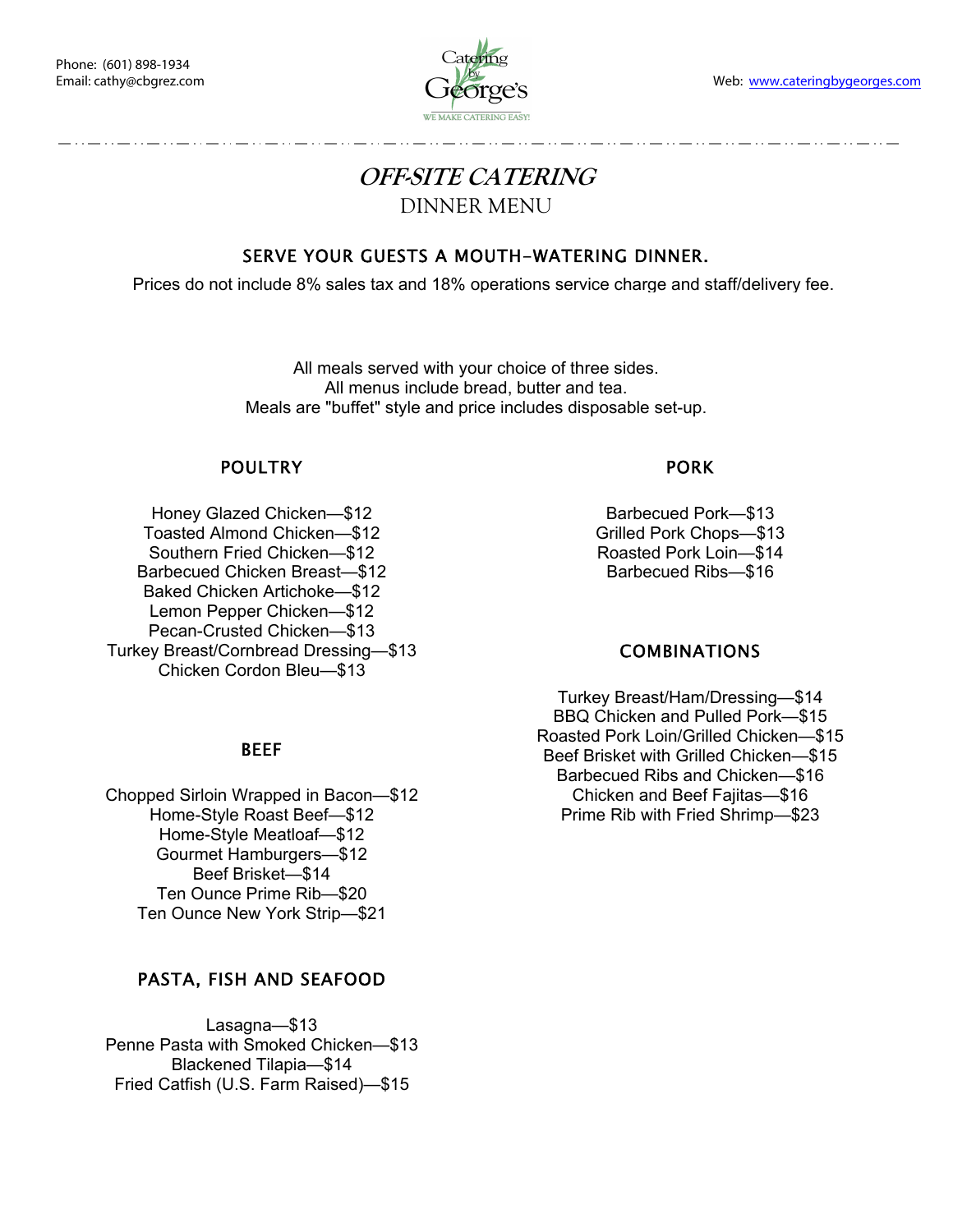Phone: (601) 898-1934
Email: cathy@cbgrez.com

Catering by George's
WE MAKE CATERING EASY!

Web: www.cateringbygeorges.com

# *OFF-SITE CATERING*

## DINNER MENU

### SERVE YOUR GUESTS A MOUTH-WATERING DINNER.

Prices do not include 8% sales tax and 18% operations service charge and staff/delivery fee.

All meals served with your choice of three sides.
All menus include bread, butter and tea.
Meals are "buffet" style and price includes disposable set-up.

### POULTRY

Honey Glazed Chicken—$12
Toasted Almond Chicken—$12
Southern Fried Chicken—$12
Barbecued Chicken Breast—$12
Baked Chicken Artichoke—$12
Lemon Pepper Chicken—$12
Pecan-Crusted Chicken—$13
Turkey Breast/Cornbread Dressing—$13
Chicken Cordon Bleu—$13

### BEEF

Chopped Sirloin Wrapped in Bacon—$12
Home-Style Roast Beef—$12
Home-Style Meatloaf—$12
Gourmet Hamburgers—$12
Beef Brisket—$14
Ten Ounce Prime Rib—$20
Ten Ounce New York Strip—$21

### PASTA, FISH AND SEAFOOD

Lasagna—$13
Penne Pasta with Smoked Chicken—$13
Blackened Tilapia—$14
Fried Catfish (U.S. Farm Raised)—$15

### PORK

Barbecued Pork—$13
Grilled Pork Chops—$13
Roasted Pork Loin—$14
Barbecued Ribs—$16

### COMBINATIONS

Turkey Breast/Ham/Dressing—$14
BBQ Chicken and Pulled Pork—$15
Roasted Pork Loin/Grilled Chicken—$15
Beef Brisket with Grilled Chicken—$15
Barbecued Ribs and Chicken—$16
Chicken and Beef Fajitas—$16
Prime Rib with Fried Shrimp—$23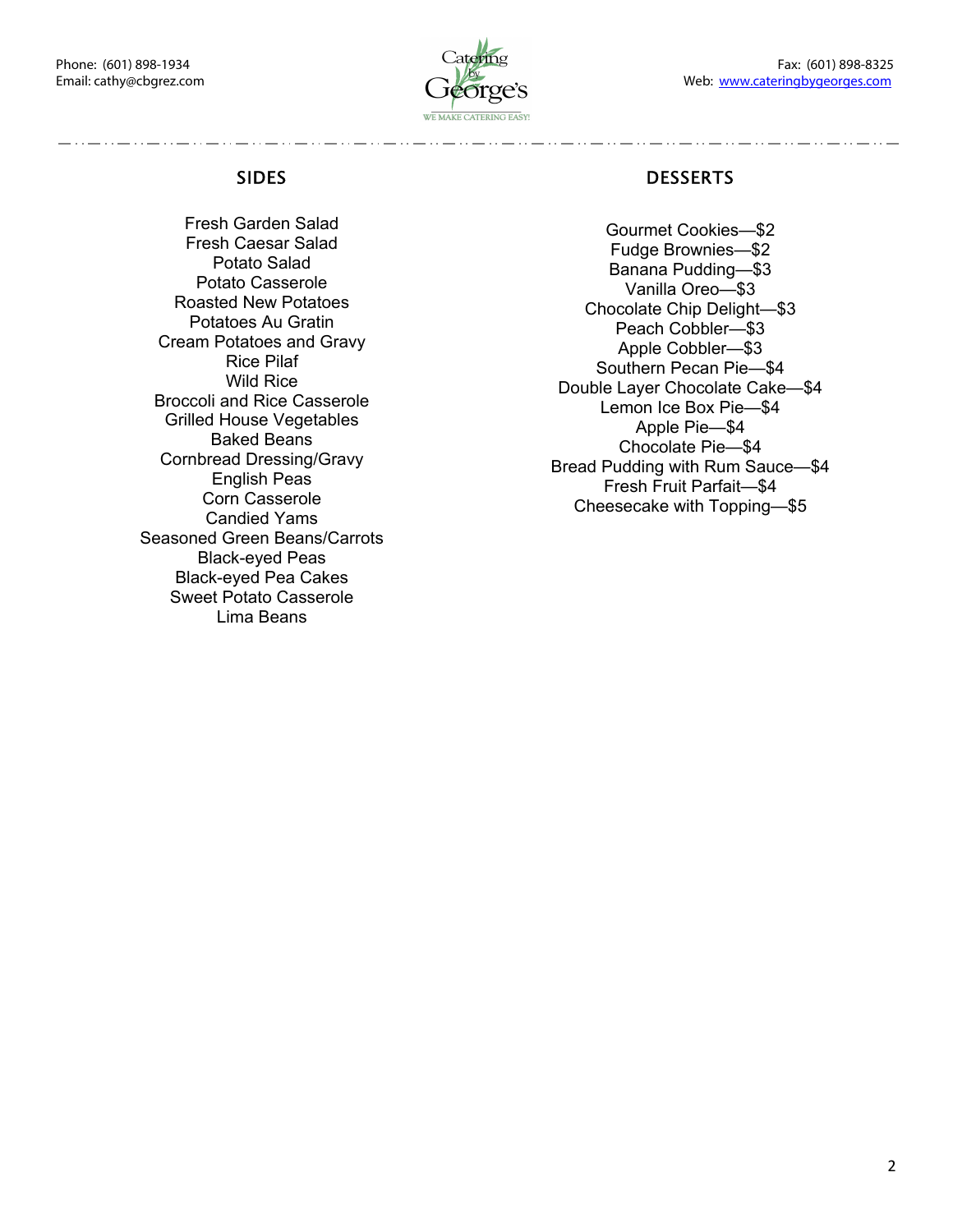Phone: (601) 898-1934
Email: cathy@cbgrez.com

Catering by George's
WE MAKE CATERING EASY!

Fax: (601) 898-8325
Web: www.cateringbygeorges.com

## SIDES

Fresh Garden Salad
Fresh Caesar Salad
Potato Salad
Potato Casserole
Roasted New Potatoes
Potatoes Au Gratin
Cream Potatoes and Gravy
Rice Pilaf
Wild Rice
Broccoli and Rice Casserole
Grilled House Vegetables
Baked Beans
Cornbread Dressing/Gravy
English Peas
Corn Casserole
Candied Yams
Seasoned Green Beans/Carrots
Black-eyed Peas
Black-eyed Pea Cakes
Sweet Potato Casserole
Lima Beans

## DESSERTS

Gourmet Cookies—$2
Fudge Brownies—$2
Banana Pudding—$3
Vanilla Oreo—$3
Chocolate Chip Delight—$3
Peach Cobbler—$3
Apple Cobbler—$3
Southern Pecan Pie—$4
Double Layer Chocolate Cake—$4
Lemon Ice Box Pie—$4
Apple Pie—$4
Chocolate Pie—$4
Bread Pudding with Rum Sauce—$4
Fresh Fruit Parfait—$4
Cheesecake with Topping—$5